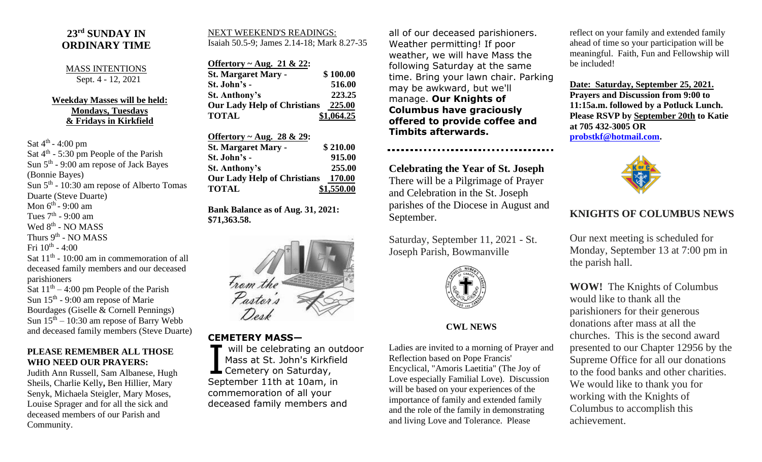## 23rd SUNDAY IN ORDINARY TIME

MASS INTENTIONS
Sept. 4 - 12, 2021

**Weekday Masses will be held: Mondays, Tuesdays & Fridays in Kirkfield**

Sat 4th - 4:00 pm
Sat 4th - 5:30 pm People of the Parish
Sun 5th - 9:00 am repose of Jack Bayes (Bonnie Bayes)
Sun 5th - 10:30 am repose of Alberto Tomas Duarte (Steve Duarte)
Mon 6th - 9:00 am
Tues 7th - 9:00 am
Wed 8th - NO MASS
Thurs 9th - NO MASS
Fri 10th - 4:00
Sat 11th - 10:00 am in commemoration of all deceased family members and our deceased parishioners
Sat 11th – 4:00 pm People of the Parish
Sun 15th - 9:00 am repose of Marie Bourdages (Giselle & Cornell Pennings)
Sun 15th – 10:30 am repose of Barry Webb and deceased family members (Steve Duarte)

**PLEASE REMEMBER ALL THOSE WHO NEED OUR PRAYERS:**
Judith Ann Russell, Sam Albanese, Hugh Sheils, Charlie Kelly, Ben Hillier, Mary Senyk, Michaela Steigler, Mary Moses, Louise Sprager and for all the sick and deceased members of our Parish and Community.

NEXT WEEKEND'S READINGS:
Isaiah 50.5-9; James 2.14-18; Mark 8.27-35

| **Offertory ~ Aug. 21 & 22:** | |
|---|---|
| **St. Margaret Mary -** | **$ 100.00** |
| **St. John's -** | **516.00** |
| **St. Anthony's** | **223.25** |
| **Our Lady Help of Christians** | **225.00** |
| **TOTAL** | **$1,064.25** |

| **Offertory ~ Aug. 28 & 29:** | |
|---|---|
| **St. Margaret Mary -** | **$ 210.00** |
| **St. John's -** | **915.00** |
| **St. Anthony's** | **255.00** |
| **Our Lady Help of Christians** | **170.00** |
| **TOTAL** | **$1,550.00** |

**Bank Balance as of Aug. 31, 2021: $71,363.58.**

From the Pastor's Desk

### CEMETERY MASS—

I will be celebrating an outdoor Mass at St. John's Kirkfield Cemetery on Saturday, September 11th at 10am, in commemoration of all your deceased family members and all of our deceased parishioners. Weather permitting! If poor weather, we will have Mass the following Saturday at the same time. Bring your lawn chair. Parking may be awkward, but we'll manage. **Our Knights of Columbus have graciously offered to provide coffee and Timbits afterwards.**

**Celebrating the Year of St. Joseph**
There will be a Pilgrimage of Prayer and Celebration in the St. Joseph parishes of the Diocese in August and September.

Saturday, September 11, 2021 - St. Joseph Parish, Bowmanville

**CWL NEWS**

Ladies are invited to a morning of Prayer and Reflection based on Pope Francis' Encyclical, "Amoris Laetitia" (The Joy of Love especially Familial Love). Discussion will be based on your experiences of the importance of family and extended family and the role of the family in demonstrating and living Love and Tolerance. Please reflect on your family and extended family ahead of time so your participation will be meaningful. Faith, Fun and Fellowship will be included!

**Date: Saturday, September 25, 2021.**
**Prayers and Discussion from 9:00 to 11:15a.m. followed by a Potluck Lunch. Please RSVP by September 20th to Katie at 705 432-3005 OR probstkf@hotmail.com.**

## KNIGHTS OF COLUMBUS NEWS

Our next meeting is scheduled for Monday, September 13 at 7:00 pm in the parish hall.

**WOW!** The Knights of Columbus would like to thank all the parishioners for their generous donations after mass at all the churches. This is the second award presented to our Chapter 12956 by the Supreme Office for all our donations to the food banks and other charities. We would like to thank you for working with the Knights of Columbus to accomplish this achievement.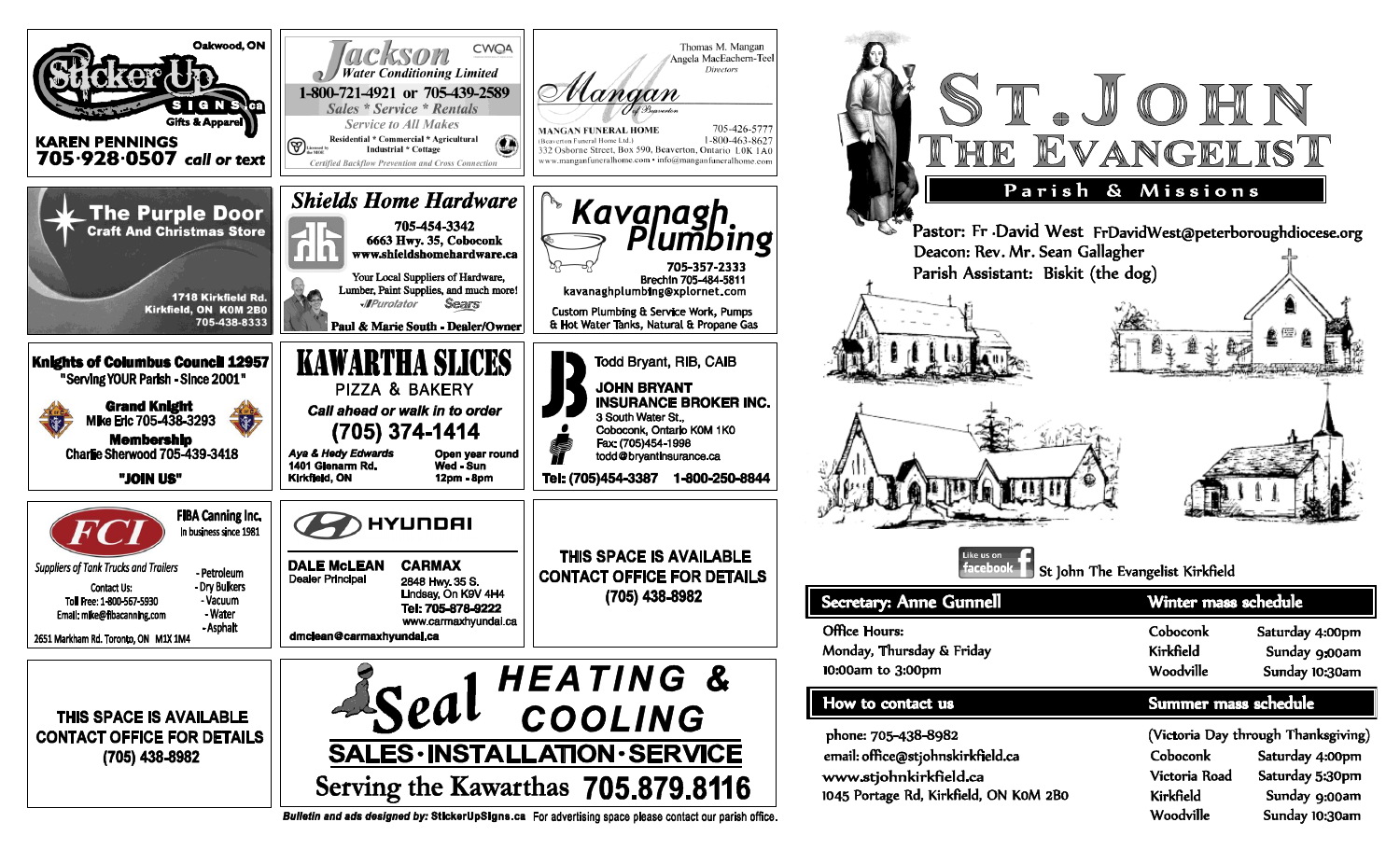Oakwood, ON

**Sticker Up SIGNS.ca**
Gifts & Apparel

**KAREN PENNINGS**
**705·928·0507** *call or text*

---

**Jackson** *Water Conditioning Limited* CWQA

**1-800-721-4921 or 705-439-2589**

*Sales * Service * Rentals*

*Service to All Makes*

Residential * Commercial * Agricultural
Industrial * Cottage

*Certified Backflow Prevention and Cross Connection*

---

Thomas M. Mangan
Angela MacEachern-Teel
*Directors*

*Mangan of Beaverton*

**MANGAN FUNERAL HOME** 705-426-5777
(Beaverton Funeral Home Ltd.) 1-800-463-8627
332 Osborne Street, Box 590, Beaverton, Ontario L0K 1A0
www.manganfuneralhome.com • info@manganfuneralhome.com

---

**The Purple Door**
**Craft And Christmas Store**

1718 Kirkfield Rd.
Kirkfield, ON K0M 2B0
705-438-8333

---

***Shields Home Hardware***

705-454-3342
6663 Hwy. 35, Coboconk
www.shieldshomehardware.ca

Your Local Suppliers of Hardware, Lumber, Paint Supplies, and much more!

Purolator Sears

**Paul & Marie South - Dealer/Owner**

---

***Kavanagh Plumbing***

705-357-2333
Brechin 705-484-5811
kavanaghplumbing@xplornet.com

Custom Plumbing & Service Work, Pumps & Hot Water Tanks, Natural & Propane Gas

---

**Knights of Columbus Council 12957**
"Serving YOUR Parish - Since 2001"

**Grand Knight**
Mike Eric 705-438-3293

**Membership**
Charlie Sherwood 705-439-3418

**"JOIN US"**

---

**KAWARTHA SLICES**
PIZZA & BAKERY

*Call ahead or walk in to order*

**(705) 374-1414**

*Aya & Hedy Edwards*
1401 Glenarm Rd.
Kirkfield, ON

Open year round
Wed - Sun
12pm - 8pm

---

Todd Bryant, RIB, CAIB

**JOHN BRYANT INSURANCE BROKER INC.**
3 South Water St.,
Coboconk, Ontario K0M 1K0
Fax: (705)454-1998
todd@bryantinsurance.ca

**Tel: (705)454-3387 1-800-250-8844**

---

**FCI**

**FIBA Canning Inc.**
In business since 1981

*Suppliers of Tank Trucks and Trailers*

- Petroleum
- Dry Bulkers
- Vacuum
- Water
- Asphalt

Contact Us:
Toll Free: 1-800-567-5930
Email: mike@fibacanning.com

2651 Markham Rd. Toronto, ON M1X 1M4

---

**HYUNDAI**

**DALE McLEAN**
Dealer Principal

**CARMAX**
2848 Hwy. 35 S.
Lindsay, On K9V 4H4
**Tel: 705-878-9222**
www.carmaxhyundai.ca

dmclean@carmaxhyundai.ca

---

**THIS SPACE IS AVAILABLE CONTACT OFFICE FOR DETAILS**
**(705) 438-8982**

---

**THIS SPACE IS AVAILABLE CONTACT OFFICE FOR DETAILS**
**(705) 438-8982**

---

**Seal HEATING & COOLING**

**SALES · INSTALLATION · SERVICE**

**Serving the Kawarthas 705.879.8116**

*Bulletin and ads designed by: StickerUpSigns.ca* For advertising space please contact our parish office.

---

# ST. JOHN THE EVANGELIST

## Parish & Missions

Pastor: Fr .David West FrDavidWest@peterboroughdiocese.org
Deacon: Rev. Mr. Sean Gallagher
Parish Assistant: Biskit (the dog)

Like us on facebook — St John The Evangelist Kirkfield

### Secretary: Anne Gunnell

Office Hours:
Monday, Thursday & Friday
10:00am to 3:00pm

### How to contact us

phone: 705-438-8982
email: office@stjohnskirkfield.ca
www.stjohnkirkfield.ca
1045 Portage Rd, Kirkfield, ON K0M 2B0

### Winter mass schedule

| | |
|---|---|
| Coboconk | Saturday 4:00pm |
| Kirkfield | Sunday 9:00am |
| Woodville | Sunday 10:30am |

### Summer mass schedule

(Victoria Day through Thanksgiving)

| | |
|---|---|
| Coboconk | Saturday 4:00pm |
| Victoria Road | Saturday 5:30pm |
| Kirkfield | Sunday 9:00am |
| Woodville | Sunday 10:30am |